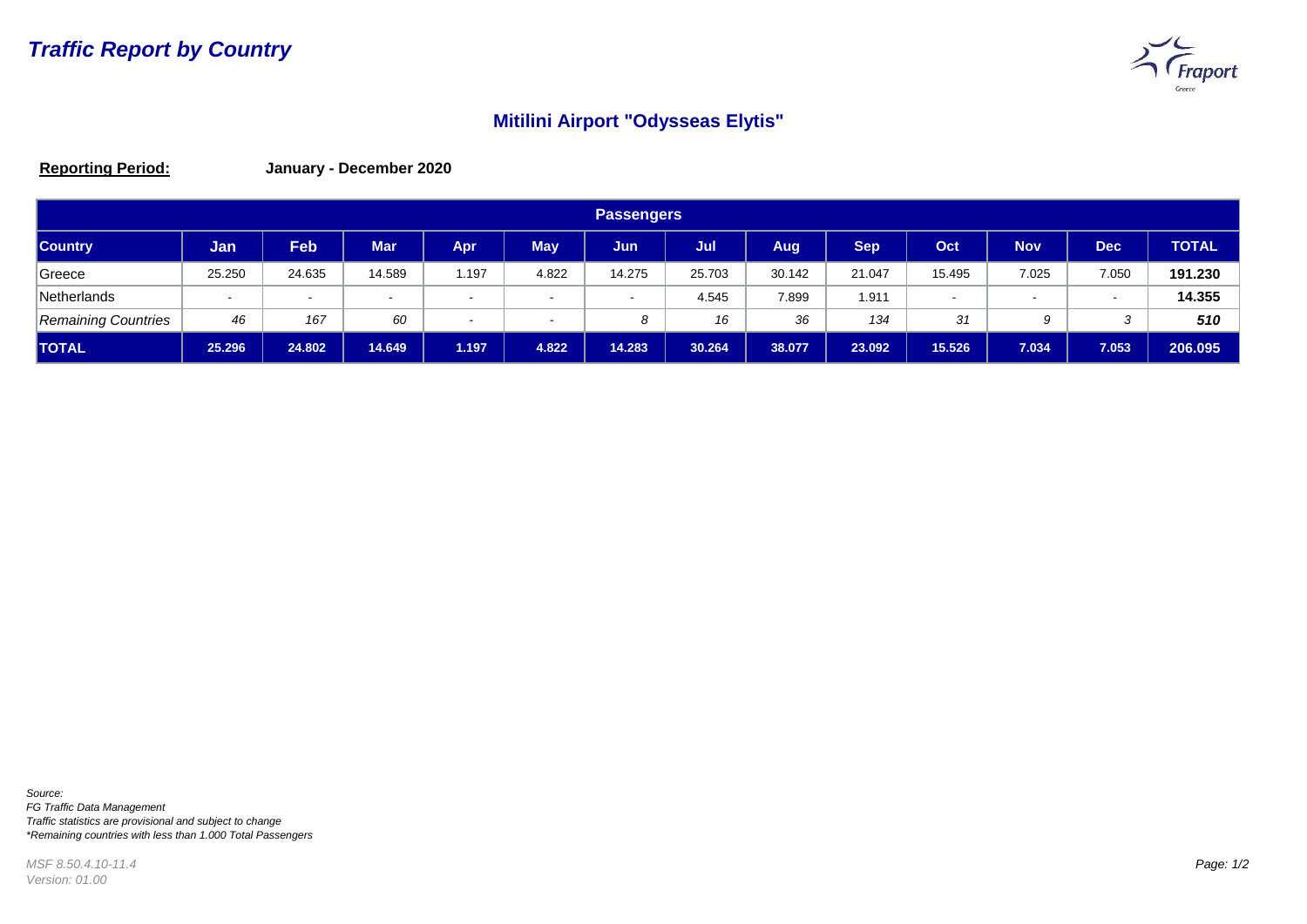# *Traffic Report by Country*

## Mitilini Airport "Odysseas Elytis"

**Reporting Period:** **January - December 2020**

| Passengers | | | | | | | | | | | | | |
|---|---|---|---|---|---|---|---|---|---|---|---|---|---|
| **Country** | **Jan** | **Feb** | **Mar** | **Apr** | **May** | **Jun** | **Jul** | **Aug** | **Sep** | **Oct** | **Nov** | **Dec** | **TOTAL** |
| Greece | 25.250 | 24.635 | 14.589 | 1.197 | 4.822 | 14.275 | 25.703 | 30.142 | 21.047 | 15.495 | 7.025 | 7.050 | **191.230** |
| Netherlands | - | - | - | - | - | - | 4.545 | 7.899 | 1.911 | - | - | - | **14.355** |
| *Remaining Countries* | *46* | *167* | *60* | - | - | *8* | *16* | *36* | *134* | *31* | *9* | *3* | ***510*** |
| **TOTAL** | **25.296** | **24.802** | **14.649** | **1.197** | **4.822** | **14.283** | **30.264** | **38.077** | **23.092** | **15.526** | **7.034** | **7.053** | **206.095** |

*Source:*
*FG Traffic Data Management*
*Traffic statistics are provisional and subject to change*
*\*Remaining countries with less than 1.000 Total Passengers*

*MSF 8.50.4.10-11.4*
*Version: 01.00*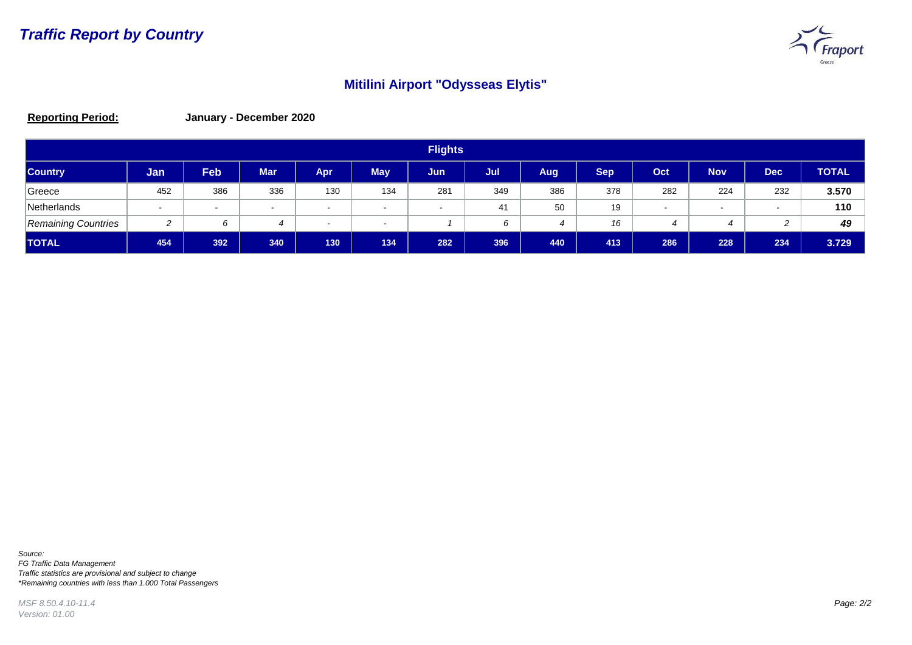## Traffic Report by Country

### Mitilini Airport "Odysseas Elytis"

**Reporting Period:** **January - December 2020**

| Flights | | | | | | | | | | | | | |
|---|---|---|---|---|---|---|---|---|---|---|---|---|---|
| **Country** | **Jan** | **Feb** | **Mar** | **Apr** | **May** | **Jun** | **Jul** | **Aug** | **Sep** | **Oct** | **Nov** | **Dec** | **TOTAL** |
| Greece | 452 | 386 | 336 | 130 | 134 | 281 | 349 | 386 | 378 | 282 | 224 | 232 | **3.570** |
| Netherlands | - | - | - | - | - | - | 41 | 50 | 19 | - | - | - | **110** |
| *Remaining Countries* | *2* | *6* | *4* | - | - | *1* | *6* | *4* | *16* | *4* | *4* | *2* | ***49*** |
| **TOTAL** | **454** | **392** | **340** | **130** | **134** | **282** | **396** | **440** | **413** | **286** | **228** | **234** | **3.729** |

*Source:*
*FG Traffic Data Management*
*Traffic statistics are provisional and subject to change*
*\*Remaining countries with less than 1.000 Total Passengers*

*MSF 8.50.4.10-11.4*
*Version: 01.00*